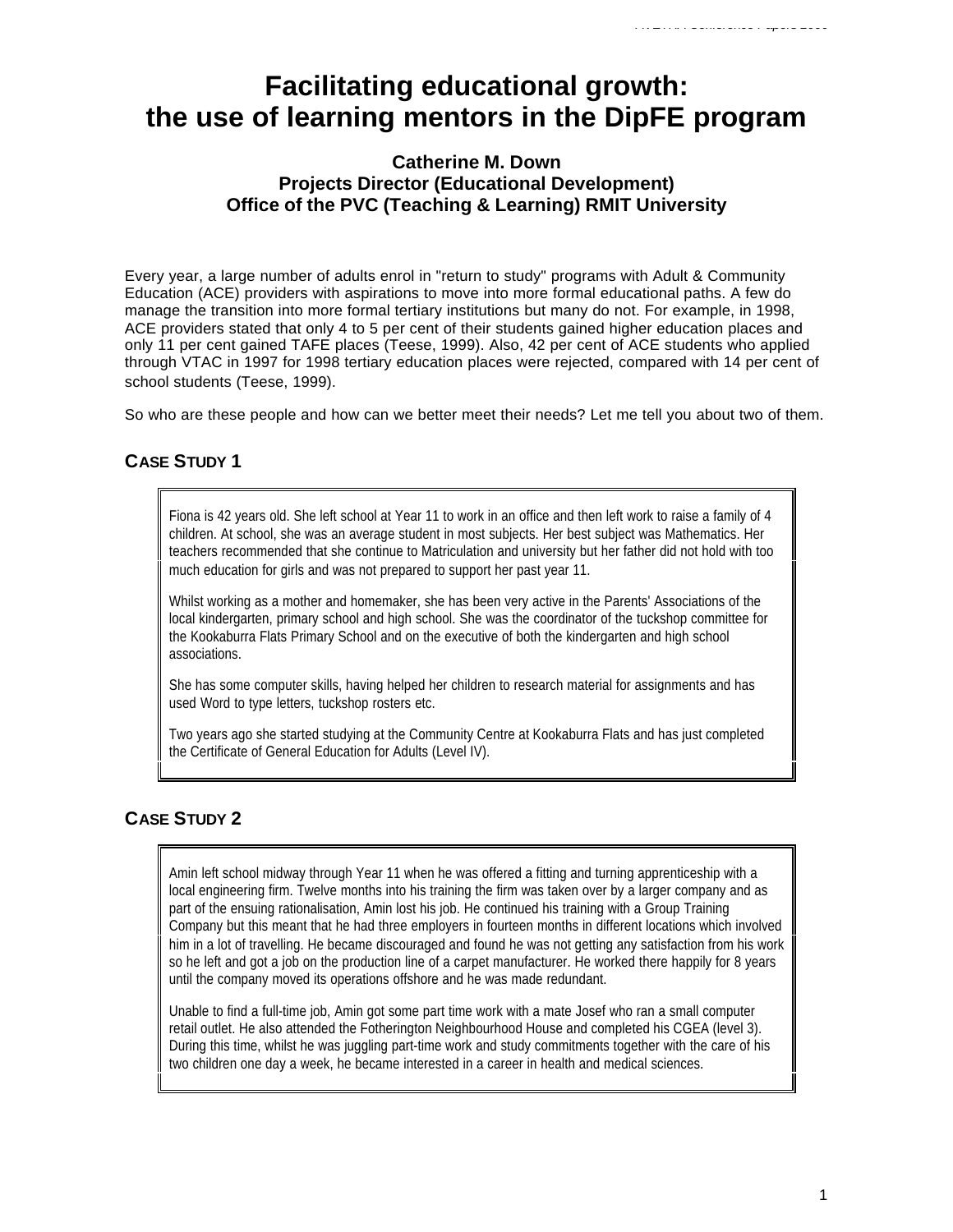# Facilitating educational growth: the use of learning mentors in the DipFE program

**Catherine M. Down**
**Projects Director (Educational Development)**
**Office of the PVC (Teaching & Learning) RMIT University**

Every year, a large number of adults enrol in "return to study" programs with Adult & Community Education (ACE) providers with aspirations to move into more formal educational paths. A few do manage the transition into more formal tertiary institutions but many do not. For example, in 1998, ACE providers stated that only 4 to 5 per cent of their students gained higher education places and only 11 per cent gained TAFE places (Teese, 1999). Also, 42 per cent of ACE students who applied through VTAC in 1997 for 1998 tertiary education places were rejected, compared with 14 per cent of school students (Teese, 1999).

So who are these people and how can we better meet their needs? Let me tell you about two of them.

## CASE STUDY 1

Fiona is 42 years old. She left school at Year 11 to work in an office and then left work to raise a family of 4 children. At school, she was an average student in most subjects. Her best subject was Mathematics. Her teachers recommended that she continue to Matriculation and university but her father did not hold with too much education for girls and was not prepared to support her past year 11.

Whilst working as a mother and homemaker, she has been very active in the Parents' Associations of the local kindergarten, primary school and high school. She was the coordinator of the tuckshop committee for the Kookaburra Flats Primary School and on the executive of both the kindergarten and high school associations.

She has some computer skills, having helped her children to research material for assignments and has used Word to type letters, tuckshop rosters etc.

Two years ago she started studying at the Community Centre at Kookaburra Flats and has just completed the Certificate of General Education for Adults (Level IV).

## CASE STUDY 2

Amin left school midway through Year 11 when he was offered a fitting and turning apprenticeship with a local engineering firm. Twelve months into his training the firm was taken over by a larger company and as part of the ensuing rationalisation, Amin lost his job. He continued his training with a Group Training Company but this meant that he had three employers in fourteen months in different locations which involved him in a lot of travelling. He became discouraged and found he was not getting any satisfaction from his work so he left and got a job on the production line of a carpet manufacturer. He worked there happily for 8 years until the company moved its operations offshore and he was made redundant.

Unable to find a full-time job, Amin got some part time work with a mate Josef who ran a small computer retail outlet. He also attended the Fotherington Neighbourhood House and completed his CGEA (level 3). During this time, whilst he was juggling part-time work and study commitments together with the care of his two children one day a week, he became interested in a career in health and medical sciences.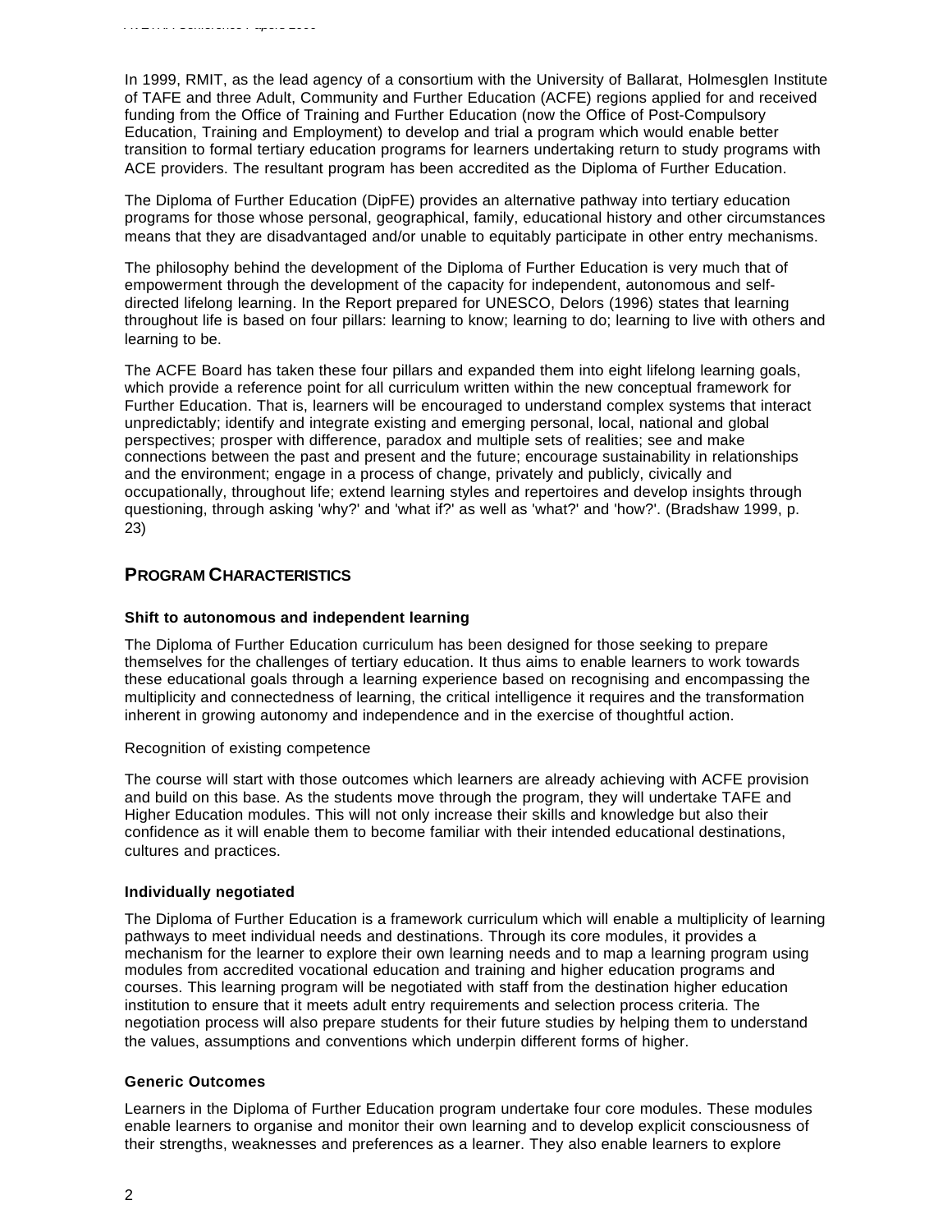In 1999, RMIT, as the lead agency of a consortium with the University of Ballarat, Holmesglen Institute of TAFE and three Adult, Community and Further Education (ACFE) regions applied for and received funding from the Office of Training and Further Education (now the Office of Post-Compulsory Education, Training and Employment) to develop and trial a program which would enable better transition to formal tertiary education programs for learners undertaking return to study programs with ACE providers. The resultant program has been accredited as the Diploma of Further Education.

The Diploma of Further Education (DipFE) provides an alternative pathway into tertiary education programs for those whose personal, geographical, family, educational history and other circumstances means that they are disadvantaged and/or unable to equitably participate in other entry mechanisms.

The philosophy behind the development of the Diploma of Further Education is very much that of empowerment through the development of the capacity for independent, autonomous and self-directed lifelong learning. In the Report prepared for UNESCO, Delors (1996) states that learning throughout life is based on four pillars: learning to know; learning to do; learning to live with others and learning to be.

The ACFE Board has taken these four pillars and expanded them into eight lifelong learning goals, which provide a reference point for all curriculum written within the new conceptual framework for Further Education. That is, learners will be encouraged to understand complex systems that interact unpredictably; identify and integrate existing and emerging personal, local, national and global perspectives; prosper with difference, paradox and multiple sets of realities; see and make connections between the past and present and the future; encourage sustainability in relationships and the environment; engage in a process of change, privately and publicly, civically and occupationally, throughout life; extend learning styles and repertoires and develop insights through questioning, through asking 'why?' and 'what if?' as well as 'what?' and 'how?'. (Bradshaw 1999, p. 23)

## PROGRAM CHARACTERISTICS

### Shift to autonomous and independent learning

The Diploma of Further Education curriculum has been designed for those seeking to prepare themselves for the challenges of tertiary education. It thus aims to enable learners to work towards these educational goals through a learning experience based on recognising and encompassing the multiplicity and connectedness of learning, the critical intelligence it requires and the transformation inherent in growing autonomy and independence and in the exercise of thoughtful action.

Recognition of existing competence

The course will start with those outcomes which learners are already achieving with ACFE provision and build on this base. As the students move through the program, they will undertake TAFE and Higher Education modules. This will not only increase their skills and knowledge but also their confidence as it will enable them to become familiar with their intended educational destinations, cultures and practices.

### Individually negotiated

The Diploma of Further Education is a framework curriculum which will enable a multiplicity of learning pathways to meet individual needs and destinations. Through its core modules, it provides a mechanism for the learner to explore their own learning needs and to map a learning program using modules from accredited vocational education and training and higher education programs and courses. This learning program will be negotiated with staff from the destination higher education institution to ensure that it meets adult entry requirements and selection process criteria. The negotiation process will also prepare students for their future studies by helping them to understand the values, assumptions and conventions which underpin different forms of higher.

### Generic Outcomes

Learners in the Diploma of Further Education program undertake four core modules. These modules enable learners to organise and monitor their own learning and to develop explicit consciousness of their strengths, weaknesses and preferences as a learner. They also enable learners to explore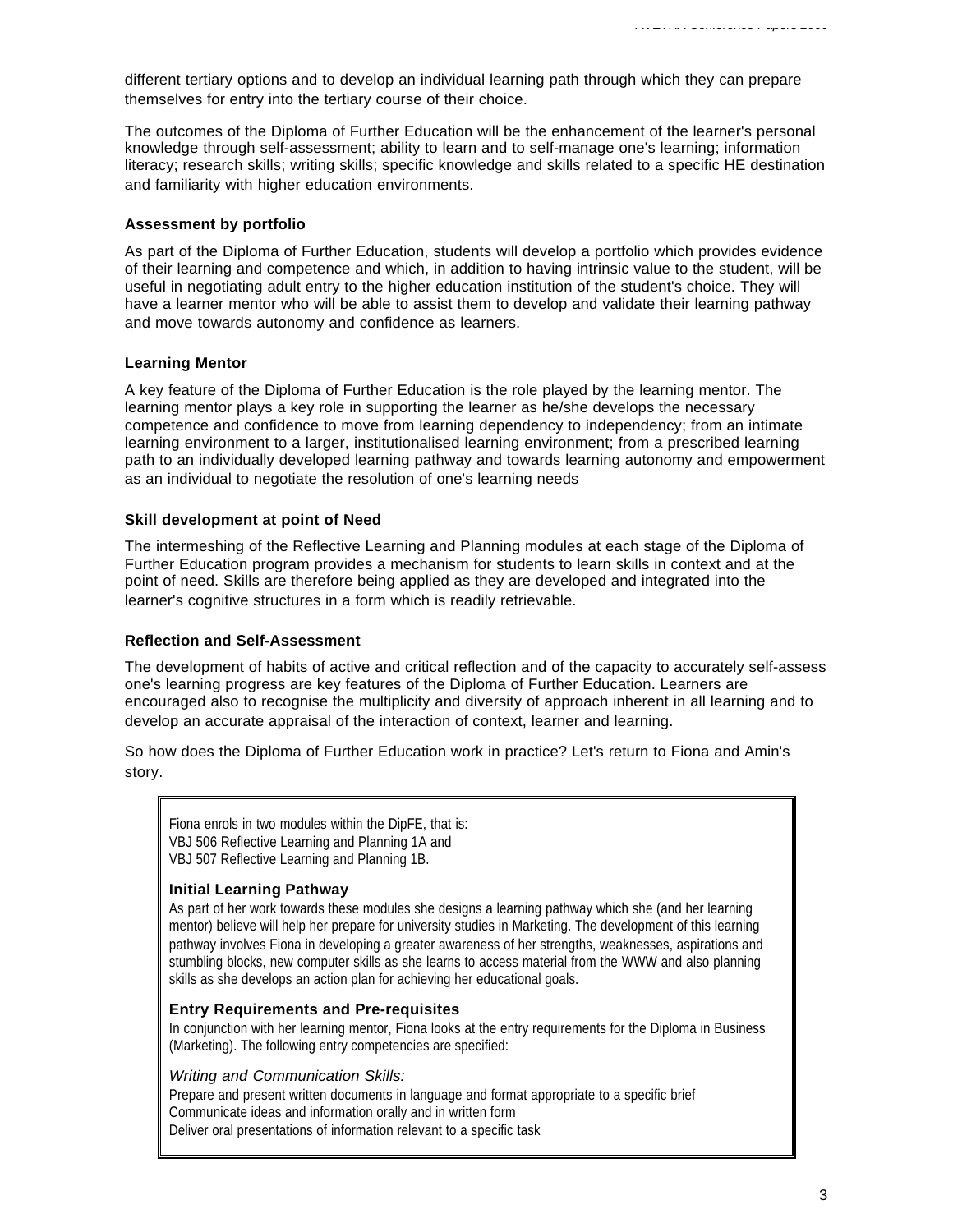different tertiary options and to develop an individual learning path through which they can prepare themselves for entry into the tertiary course of their choice.

The outcomes of the Diploma of Further Education will be the enhancement of the learner's personal knowledge through self-assessment; ability to learn and to self-manage one's learning; information literacy; research skills; writing skills; specific knowledge and skills related to a specific HE destination and familiarity with higher education environments.

### Assessment by portfolio

As part of the Diploma of Further Education, students will develop a portfolio which provides evidence of their learning and competence and which, in addition to having intrinsic value to the student, will be useful in negotiating adult entry to the higher education institution of the student's choice. They will have a learner mentor who will be able to assist them to develop and validate their learning pathway and move towards autonomy and confidence as learners.

### Learning Mentor

A key feature of the Diploma of Further Education is the role played by the learning mentor. The learning mentor plays a key role in supporting the learner as he/she develops the necessary competence and confidence to move from learning dependency to independency; from an intimate learning environment to a larger, institutionalised learning environment; from a prescribed learning path to an individually developed learning pathway and towards learning autonomy and empowerment as an individual to negotiate the resolution of one's learning needs

### Skill development at point of Need

The intermeshing of the Reflective Learning and Planning modules at each stage of the Diploma of Further Education program provides a mechanism for students to learn skills in context and at the point of need. Skills are therefore being applied as they are developed and integrated into the learner's cognitive structures in a form which is readily retrievable.

### Reflection and Self-Assessment

The development of habits of active and critical reflection and of the capacity to accurately self-assess one's learning progress are key features of the Diploma of Further Education. Learners are encouraged also to recognise the multiplicity and diversity of approach inherent in all learning and to develop an accurate appraisal of the interaction of context, learner and learning.

So how does the Diploma of Further Education work in practice? Let's return to Fiona and Amin's story.

Fiona enrols in two modules within the DipFE, that is:
VBJ 506 Reflective Learning and Planning 1A and
VBJ 507 Reflective Learning and Planning 1B.

**Initial Learning Pathway**

As part of her work towards these modules she designs a learning pathway which she (and her learning mentor) believe will help her prepare for university studies in Marketing. The development of this learning pathway involves Fiona in developing a greater awareness of her strengths, weaknesses, aspirations and stumbling blocks, new computer skills as she learns to access material from the WWW and also planning skills as she develops an action plan for achieving her educational goals.

**Entry Requirements and Pre-requisites**

In conjunction with her learning mentor, Fiona looks at the entry requirements for the Diploma in Business (Marketing). The following entry competencies are specified:

*Writing and Communication Skills:*

Prepare and present written documents in language and format appropriate to a specific brief
Communicate ideas and information orally and in written form
Deliver oral presentations of information relevant to a specific task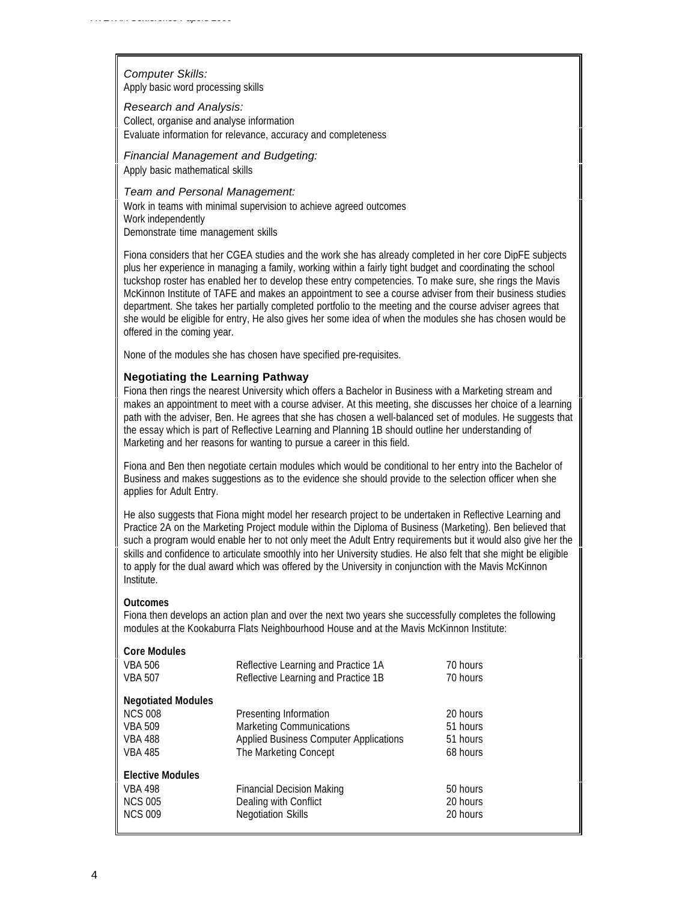*Computer Skills:*
Apply basic word processing skills

*Research and Analysis:*
Collect, organise and analyse information
Evaluate information for relevance, accuracy and completeness

*Financial Management and Budgeting:*
Apply basic mathematical skills

*Team and Personal Management:*
Work in teams with minimal supervision to achieve agreed outcomes
Work independently
Demonstrate time management skills

Fiona considers that her CGEA studies and the work she has already completed in her core DipFE subjects plus her experience in managing a family, working within a fairly tight budget and coordinating the school tuckshop roster has enabled her to develop these entry competencies. To make sure, she rings the Mavis McKinnon Institute of TAFE and makes an appointment to see a course adviser from their business studies department. She takes her partially completed portfolio to the meeting and the course adviser agrees that she would be eligible for entry, He also gives her some idea of when the modules she has chosen would be offered in the coming year.

None of the modules she has chosen have specified pre-requisites.

### Negotiating the Learning Pathway

Fiona then rings the nearest University which offers a Bachelor in Business with a Marketing stream and makes an appointment to meet with a course adviser. At this meeting, she discusses her choice of a learning path with the adviser, Ben. He agrees that she has chosen a well-balanced set of modules. He suggests that the essay which is part of Reflective Learning and Planning 1B should outline her understanding of Marketing and her reasons for wanting to pursue a career in this field.

Fiona and Ben then negotiate certain modules which would be conditional to her entry into the Bachelor of Business and makes suggestions as to the evidence she should provide to the selection officer when she applies for Adult Entry.

He also suggests that Fiona might model her research project to be undertaken in Reflective Learning and Practice 2A on the Marketing Project module within the Diploma of Business (Marketing). Ben believed that such a program would enable her to not only meet the Adult Entry requirements but it would also give her the skills and confidence to articulate smoothly into her University studies. He also felt that she might be eligible to apply for the dual award which was offered by the University in conjunction with the Mavis McKinnon Institute.

**Outcomes**

Fiona then develops an action plan and over the next two years she successfully completes the following modules at the Kookaburra Flats Neighbourhood House and at the Mavis McKinnon Institute:

| **Core Modules** | | |
|---|---|---|
| VBA 506 | Reflective Learning and Practice 1A | 70 hours |
| VBA 507 | Reflective Learning and Practice 1B | 70 hours |
| **Negotiated Modules** | | |
| NCS 008 | Presenting Information | 20 hours |
| VBA 509 | Marketing Communications | 51 hours |
| VBA 488 | Applied Business Computer Applications | 51 hours |
| VBA 485 | The Marketing Concept | 68 hours |
| **Elective Modules** | | |
| VBA 498 | Financial Decision Making | 50 hours |
| NCS 005 | Dealing with Conflict | 20 hours |
| NCS 009 | Negotiation Skills | 20 hours |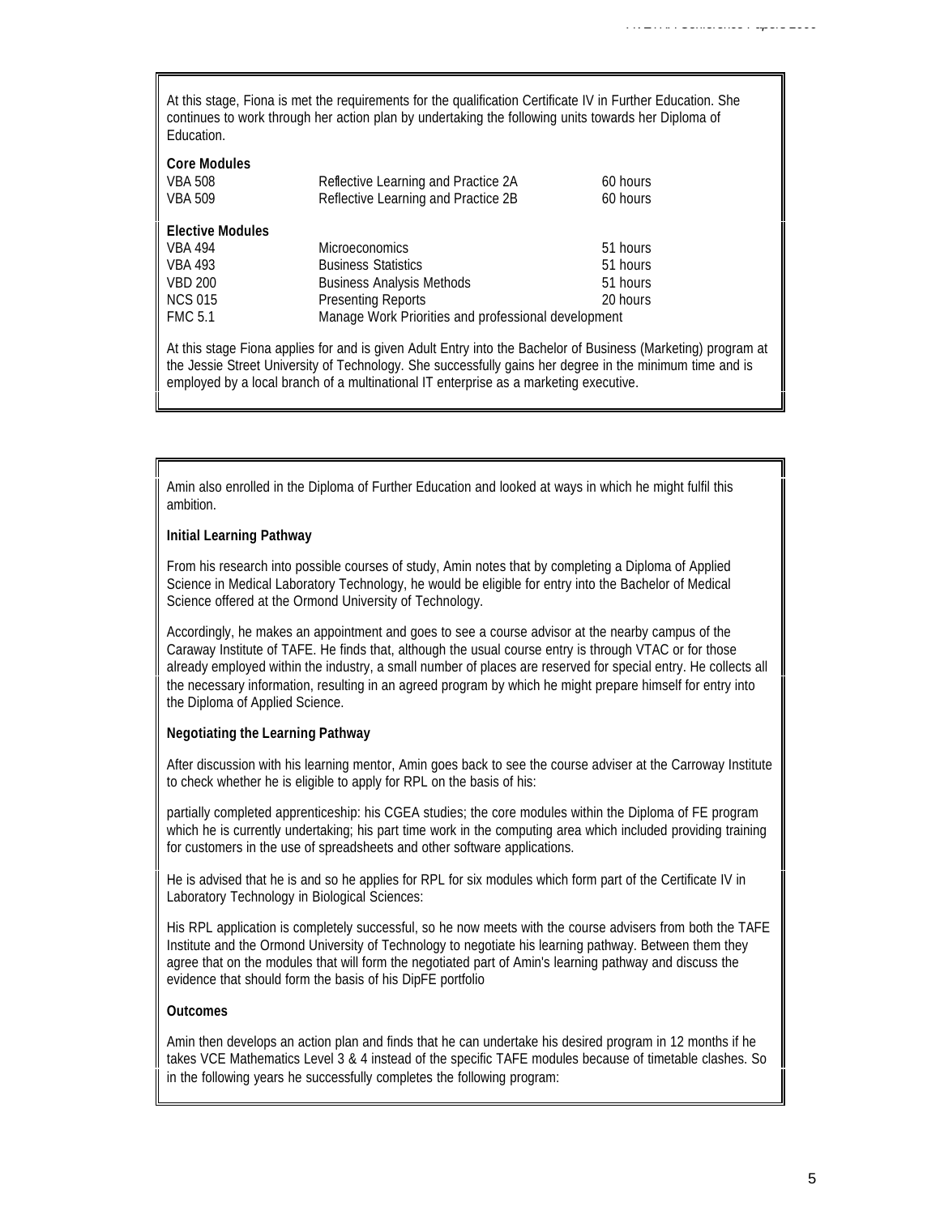At this stage, Fiona is met the requirements for the qualification Certificate IV in Further Education. She continues to work through her action plan by undertaking the following units towards her Diploma of Education.

**Core Modules**

| | | |
|---|---|---|
| VBA 508 | Reflective Learning and Practice 2A | 60 hours |
| VBA 509 | Reflective Learning and Practice 2B | 60 hours |

**Elective Modules**

| | | |
|---|---|---|
| VBA 494 | Microeconomics | 51 hours |
| VBA 493 | Business Statistics | 51 hours |
| VBD 200 | Business Analysis Methods | 51 hours |
| NCS 015 | Presenting Reports | 20 hours |
| FMC 5.1 | Manage Work Priorities and professional development | |

At this stage Fiona applies for and is given Adult Entry into the Bachelor of Business (Marketing) program at the Jessie Street University of Technology. She successfully gains her degree in the minimum time and is employed by a local branch of a multinational IT enterprise as a marketing executive.

Amin also enrolled in the Diploma of Further Education and looked at ways in which he might fulfil this ambition.

**Initial Learning Pathway**

From his research into possible courses of study, Amin notes that by completing a Diploma of Applied Science in Medical Laboratory Technology, he would be eligible for entry into the Bachelor of Medical Science offered at the Ormond University of Technology.

Accordingly, he makes an appointment and goes to see a course advisor at the nearby campus of the Caraway Institute of TAFE. He finds that, although the usual course entry is through VTAC or for those already employed within the industry, a small number of places are reserved for special entry. He collects all the necessary information, resulting in an agreed program by which he might prepare himself for entry into the Diploma of Applied Science.

**Negotiating the Learning Pathway**

After discussion with his learning mentor, Amin goes back to see the course adviser at the Carroway Institute to check whether he is eligible to apply for RPL on the basis of his:

partially completed apprenticeship: his CGEA studies; the core modules within the Diploma of FE program which he is currently undertaking; his part time work in the computing area which included providing training for customers in the use of spreadsheets and other software applications.

He is advised that he is and so he applies for RPL for six modules which form part of the Certificate IV in Laboratory Technology in Biological Sciences:

His RPL application is completely successful, so he now meets with the course advisers from both the TAFE Institute and the Ormond University of Technology to negotiate his learning pathway. Between them they agree that on the modules that will form the negotiated part of Amin's learning pathway and discuss the evidence that should form the basis of his DipFE portfolio

**Outcomes**

Amin then develops an action plan and finds that he can undertake his desired program in 12 months if he takes VCE Mathematics Level 3 & 4 instead of the specific TAFE modules because of timetable clashes. So in the following years he successfully completes the following program: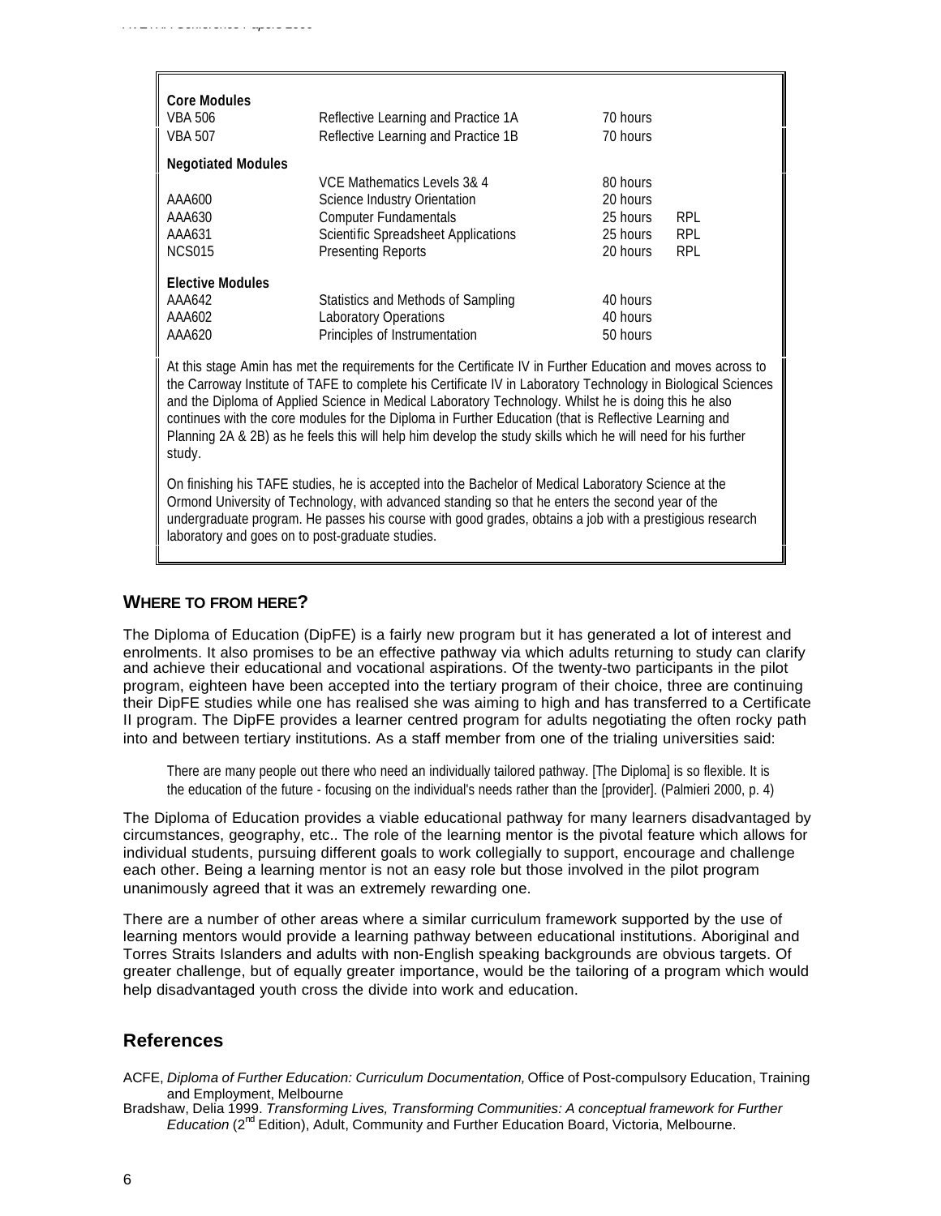| | | | |
|---|---|---|---|
| **Core Modules** | | | |
| VBA 506 | Reflective Learning and Practice 1A | 70 hours | |
| VBA 507 | Reflective Learning and Practice 1B | 70 hours | |
| **Negotiated Modules** | | | |
| | VCE Mathematics Levels 3& 4 | 80 hours | |
| AAA600 | Science Industry Orientation | 20 hours | |
| AAA630 | Computer Fundamentals | 25 hours | RPL |
| AAA631 | Scientific Spreadsheet Applications | 25 hours | RPL |
| NCS015 | Presenting Reports | 20 hours | RPL |
| **Elective Modules** | | | |
| AAA642 | Statistics and Methods of Sampling | 40 hours | |
| AAA602 | Laboratory Operations | 40 hours | |
| AAA620 | Principles of Instrumentation | 50 hours | |

At this stage Amin has met the requirements for the Certificate IV in Further Education and moves across to the Carroway Institute of TAFE to complete his Certificate IV in Laboratory Technology in Biological Sciences and the Diploma of Applied Science in Medical Laboratory Technology. Whilst he is doing this he also continues with the core modules for the Diploma in Further Education (that is Reflective Learning and Planning 2A & 2B) as he feels this will help him develop the study skills which he will need for his further study.

On finishing his TAFE studies, he is accepted into the Bachelor of Medical Laboratory Science at the Ormond University of Technology, with advanced standing so that he enters the second year of the undergraduate program. He passes his course with good grades, obtains a job with a prestigious research laboratory and goes on to post-graduate studies.

## WHERE TO FROM HERE?

The Diploma of Education (DipFE) is a fairly new program but it has generated a lot of interest and enrolments. It also promises to be an effective pathway via which adults returning to study can clarify and achieve their educational and vocational aspirations. Of the twenty-two participants in the pilot program, eighteen have been accepted into the tertiary program of their choice, three are continuing their DipFE studies while one has realised she was aiming to high and has transferred to a Certificate II program. The DipFE provides a learner centred program for adults negotiating the often rocky path into and between tertiary institutions. As a staff member from one of the trialing universities said:

> There are many people out there who need an individually tailored pathway. [The Diploma] is so flexible. It is the education of the future - focusing on the individual's needs rather than the [provider]. (Palmieri 2000, p. 4)

The Diploma of Education provides a viable educational pathway for many learners disadvantaged by circumstances, geography, etc.. The role of the learning mentor is the pivotal feature which allows for individual students, pursuing different goals to work collegially to support, encourage and challenge each other. Being a learning mentor is not an easy role but those involved in the pilot program unanimously agreed that it was an extremely rewarding one.

There are a number of other areas where a similar curriculum framework supported by the use of learning mentors would provide a learning pathway between educational institutions. Aboriginal and Torres Straits Islanders and adults with non-English speaking backgrounds are obvious targets. Of greater challenge, but of equally greater importance, would be the tailoring of a program which would help disadvantaged youth cross the divide into work and education.

## References

ACFE, *Diploma of Further Education: Curriculum Documentation,* Office of Post-compulsory Education, Training and Employment, Melbourne

Bradshaw, Delia 1999. *Transforming Lives, Transforming Communities: A conceptual framework for Further Education* (2nd Edition), Adult, Community and Further Education Board, Victoria, Melbourne.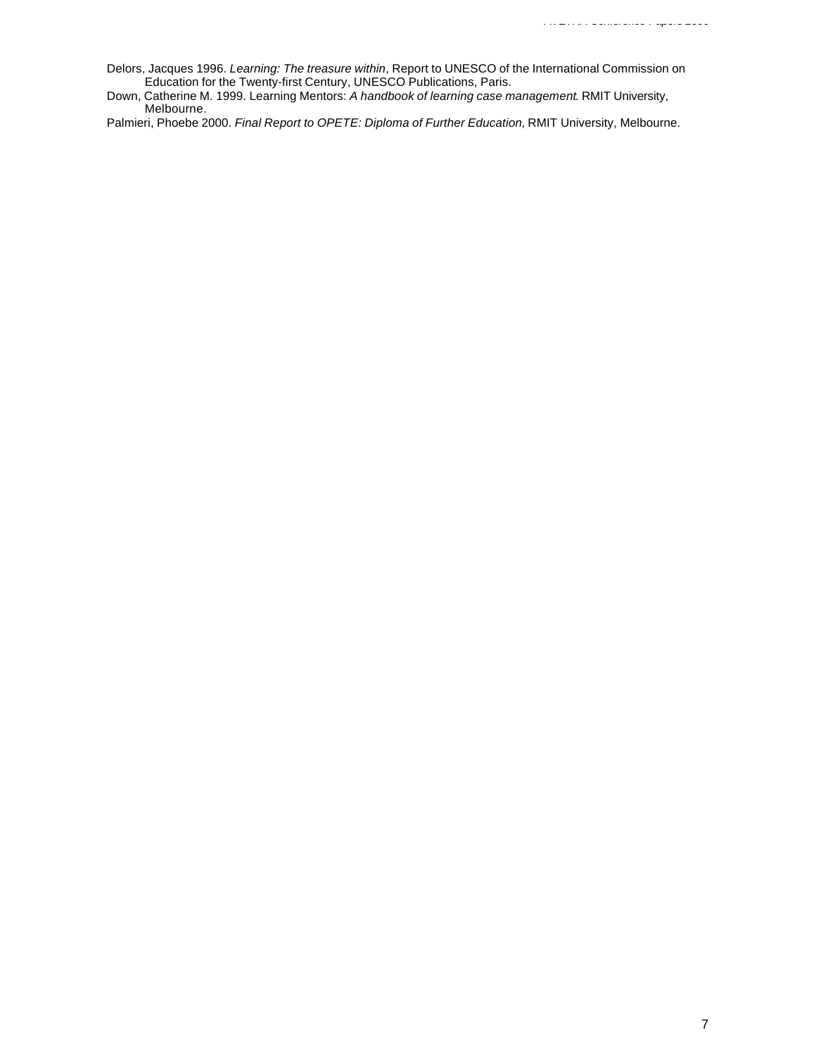Delors, Jacques 1996. *Learning: The treasure within*, Report to UNESCO of the International Commission on Education for the Twenty-first Century, UNESCO Publications, Paris.

Down, Catherine M. 1999. Learning Mentors: *A handbook of learning case management*. RMIT University, Melbourne.

Palmieri, Phoebe 2000. *Final Report to OPETE: Diploma of Further Education,* RMIT University, Melbourne.